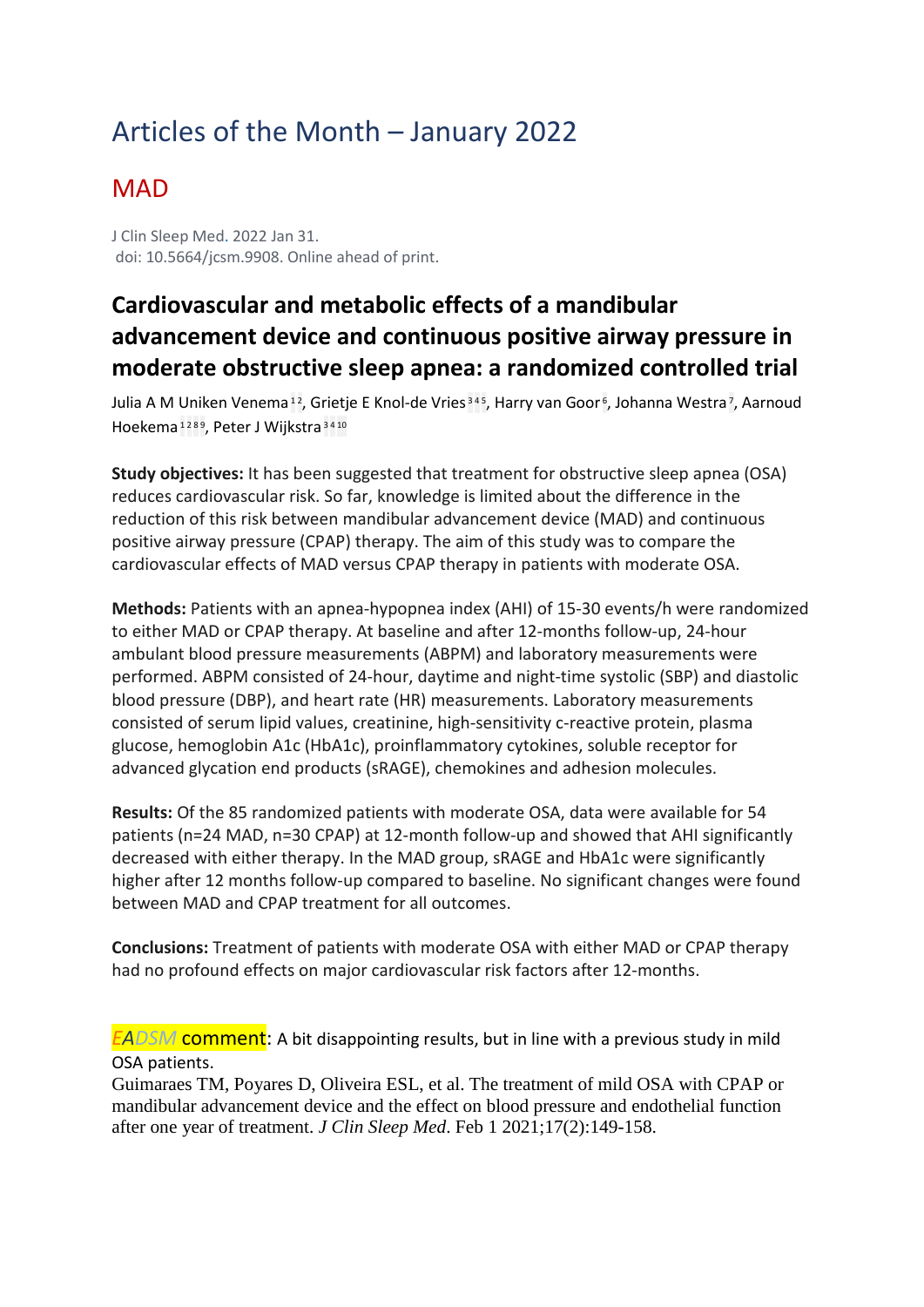# Articles of the Month – January 2022

## MAD

J Clin Sleep Med. 2022 Jan 31.
doi: 10.5664/jcsm.9908. Online ahead of print.

### Cardiovascular and metabolic effects of a mandibular advancement device and continuous positive airway pressure in moderate obstructive sleep apnea: a randomized controlled trial

Julia A M Uniken Venema[1,2], Grietje E Knol-de Vries[3,4,5], Harry van Goor[6], Johanna Westra[7], Aarnoud Hoekema[1,2,8,9], Peter J Wijkstra[3,4,10]

**Study objectives:** It has been suggested that treatment for obstructive sleep apnea (OSA) reduces cardiovascular risk. So far, knowledge is limited about the difference in the reduction of this risk between mandibular advancement device (MAD) and continuous positive airway pressure (CPAP) therapy. The aim of this study was to compare the cardiovascular effects of MAD versus CPAP therapy in patients with moderate OSA.

**Methods:** Patients with an apnea-hypopnea index (AHI) of 15-30 events/h were randomized to either MAD or CPAP therapy. At baseline and after 12-months follow-up, 24-hour ambulant blood pressure measurements (ABPM) and laboratory measurements were performed. ABPM consisted of 24-hour, daytime and night-time systolic (SBP) and diastolic blood pressure (DBP), and heart rate (HR) measurements. Laboratory measurements consisted of serum lipid values, creatinine, high-sensitivity c-reactive protein, plasma glucose, hemoglobin A1c (HbA1c), proinflammatory cytokines, soluble receptor for advanced glycation end products (sRAGE), chemokines and adhesion molecules.

**Results:** Of the 85 randomized patients with moderate OSA, data were available for 54 patients (n=24 MAD, n=30 CPAP) at 12-month follow-up and showed that AHI significantly decreased with either therapy. In the MAD group, sRAGE and HbA1c were significantly higher after 12 months follow-up compared to baseline. No significant changes were found between MAD and CPAP treatment for all outcomes.

**Conclusions:** Treatment of patients with moderate OSA with either MAD or CPAP therapy had no profound effects on major cardiovascular risk factors after 12-months.

*EADSM* comment: A bit disappointing results, but in line with a previous study in mild OSA patients.
Guimaraes TM, Poyares D, Oliveira ESL, et al. The treatment of mild OSA with CPAP or mandibular advancement device and the effect on blood pressure and endothelial function after one year of treatment. *J Clin Sleep Med*. Feb 1 2021;17(2):149-158.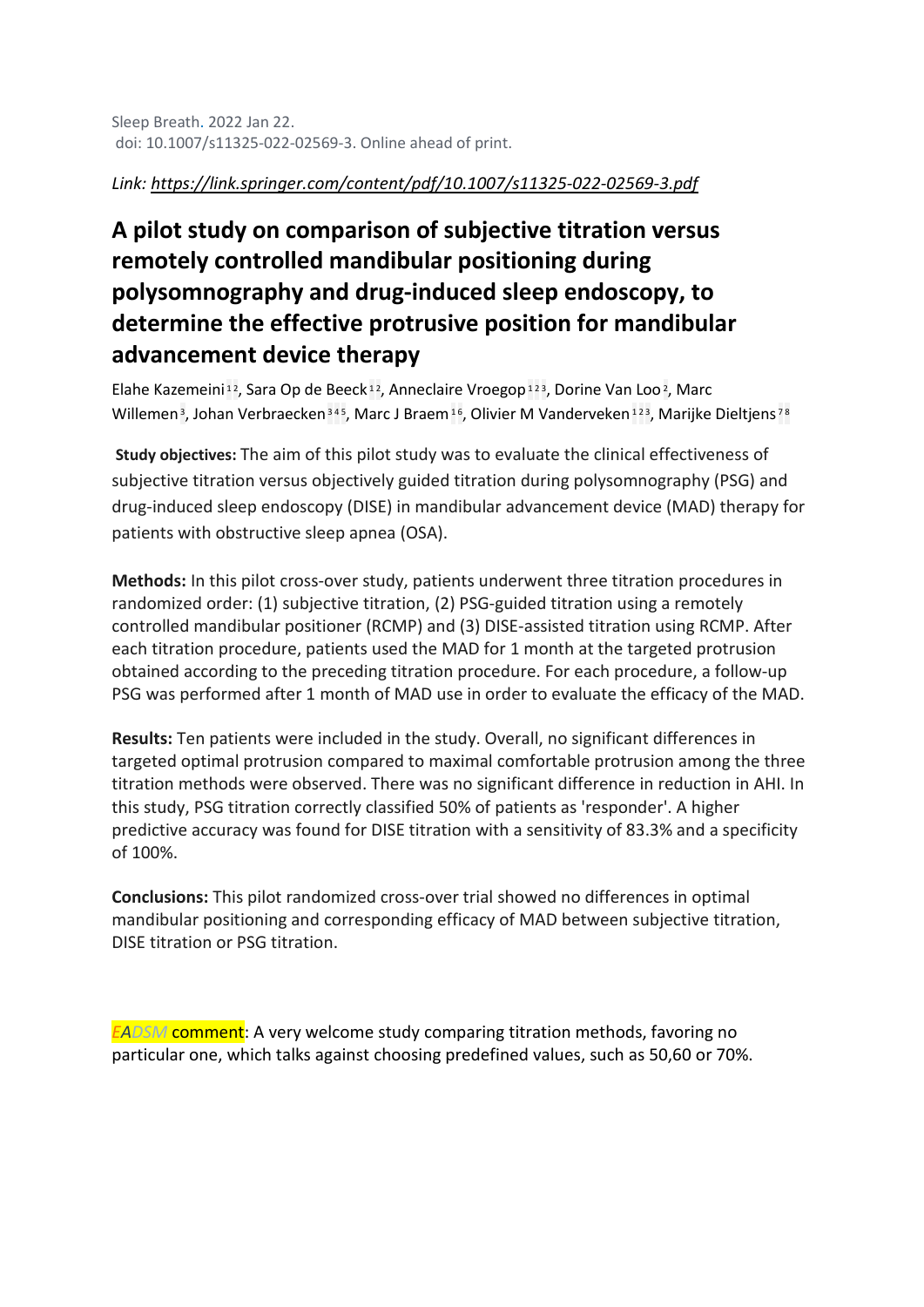Sleep Breath. 2022 Jan 22.
doi: 10.1007/s11325-022-02569-3. Online ahead of print.

*Link: https://link.springer.com/content/pdf/10.1007/s11325-022-02569-3.pdf*

# A pilot study on comparison of subjective titration versus remotely controlled mandibular positioning during polysomnography and drug-induced sleep endoscopy, to determine the effective protrusive position for mandibular advancement device therapy

Elahe Kazemeini[1,2], Sara Op de Beeck[1,2], Anneclaire Vroegop[1,2,3], Dorine Van Loo[2], Marc Willemen[3], Johan Verbraecken[3,4,5], Marc J Braem[1,6], Olivier M Vanderveken[1,2,3], Marijke Dieltjens[7,8]

**Study objectives:** The aim of this pilot study was to evaluate the clinical effectiveness of subjective titration versus objectively guided titration during polysomnography (PSG) and drug-induced sleep endoscopy (DISE) in mandibular advancement device (MAD) therapy for patients with obstructive sleep apnea (OSA).

**Methods:** In this pilot cross-over study, patients underwent three titration procedures in randomized order: (1) subjective titration, (2) PSG-guided titration using a remotely controlled mandibular positioner (RCMP) and (3) DISE-assisted titration using RCMP. After each titration procedure, patients used the MAD for 1 month at the targeted protrusion obtained according to the preceding titration procedure. For each procedure, a follow-up PSG was performed after 1 month of MAD use in order to evaluate the efficacy of the MAD.

**Results:** Ten patients were included in the study. Overall, no significant differences in targeted optimal protrusion compared to maximal comfortable protrusion among the three titration methods were observed. There was no significant difference in reduction in AHI. In this study, PSG titration correctly classified 50% of patients as 'responder'. A higher predictive accuracy was found for DISE titration with a sensitivity of 83.3% and a specificity of 100%.

**Conclusions:** This pilot randomized cross-over trial showed no differences in optimal mandibular positioning and corresponding efficacy of MAD between subjective titration, DISE titration or PSG titration.

*EADSM* comment: A very welcome study comparing titration methods, favoring no particular one, which talks against choosing predefined values, such as 50,60 or 70%.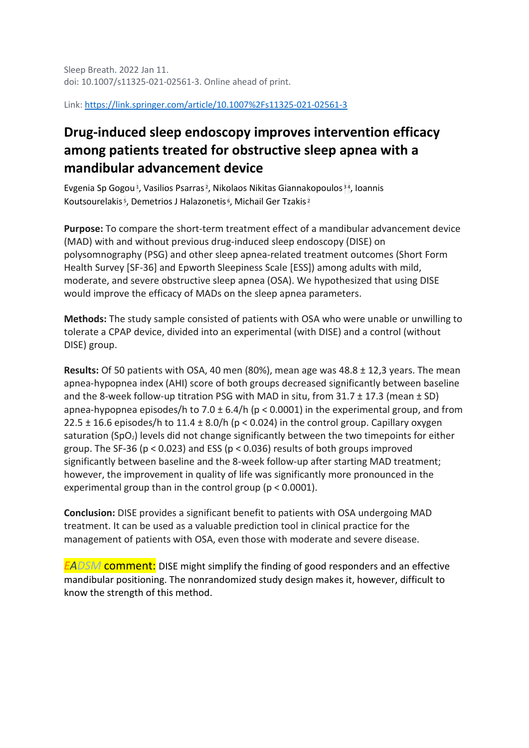Sleep Breath. 2022 Jan 11.
doi: 10.1007/s11325-021-02561-3. Online ahead of print.

Link: https://link.springer.com/article/10.1007%2Fs11325-021-02561-3

# Drug-induced sleep endoscopy improves intervention efficacy among patients treated for obstructive sleep apnea with a mandibular advancement device

Evgenia Sp Gogou[1], Vasilios Psarras[2], Nikolaos Nikitas Giannakopoulos[3,4], Ioannis Koutsourelakis[5], Demetrios J Halazonetis[6], Michail Ger Tzakis[2]

**Purpose:** To compare the short-term treatment effect of a mandibular advancement device (MAD) with and without previous drug-induced sleep endoscopy (DISE) on polysomnography (PSG) and other sleep apnea-related treatment outcomes (Short Form Health Survey [SF-36] and Epworth Sleepiness Scale [ESS]) among adults with mild, moderate, and severe obstructive sleep apnea (OSA). We hypothesized that using DISE would improve the efficacy of MADs on the sleep apnea parameters.

**Methods:** The study sample consisted of patients with OSA who were unable or unwilling to tolerate a CPAP device, divided into an experimental (with DISE) and a control (without DISE) group.

**Results:** Of 50 patients with OSA, 40 men (80%), mean age was 48.8 ± 12,3 years. The mean apnea-hypopnea index (AHI) score of both groups decreased significantly between baseline and the 8-week follow-up titration PSG with MAD in situ, from 31.7 ± 17.3 (mean ± SD) apnea-hypopnea episodes/h to 7.0 ± 6.4/h ($p < 0.0001$) in the experimental group, and from 22.5 ± 16.6 episodes/h to 11.4 ± 8.0/h ($p < 0.024$) in the control group. Capillary oxygen saturation ($SpO_2$) levels did not change significantly between the two timepoints for either group. The SF-36 ($p < 0.023$) and ESS ($p < 0.036$) results of both groups improved significantly between baseline and the 8-week follow-up after starting MAD treatment; however, the improvement in quality of life was significantly more pronounced in the experimental group than in the control group ($p < 0.0001$).

**Conclusion:** DISE provides a significant benefit to patients with OSA undergoing MAD treatment. It can be used as a valuable prediction tool in clinical practice for the management of patients with OSA, even those with moderate and severe disease.

*EADSM* comment: DISE might simplify the finding of good responders and an effective mandibular positioning. The nonrandomized study design makes it, however, difficult to know the strength of this method.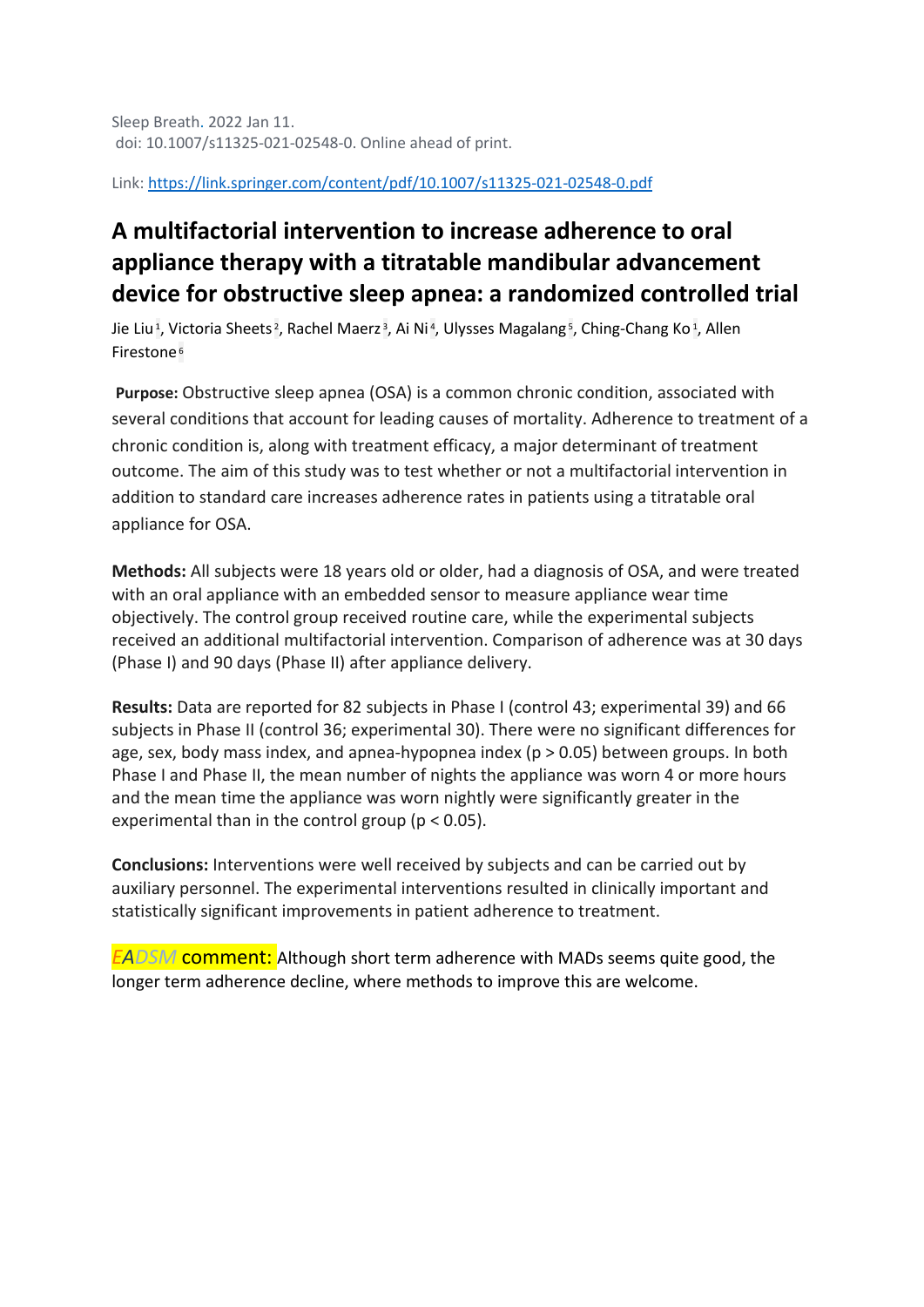Sleep Breath. 2022 Jan 11.
doi: 10.1007/s11325-021-02548-0. Online ahead of print.

Link: https://link.springer.com/content/pdf/10.1007/s11325-021-02548-0.pdf

# A multifactorial intervention to increase adherence to oral appliance therapy with a titratable mandibular advancement device for obstructive sleep apnea: a randomized controlled trial

Jie Liu[1], Victoria Sheets[2], Rachel Maerz[3], Ai Ni[4], Ulysses Magalang[5], Ching-Chang Ko[1], Allen Firestone[6]

**Purpose:** Obstructive sleep apnea (OSA) is a common chronic condition, associated with several conditions that account for leading causes of mortality. Adherence to treatment of a chronic condition is, along with treatment efficacy, a major determinant of treatment outcome. The aim of this study was to test whether or not a multifactorial intervention in addition to standard care increases adherence rates in patients using a titratable oral appliance for OSA.

**Methods:** All subjects were 18 years old or older, had a diagnosis of OSA, and were treated with an oral appliance with an embedded sensor to measure appliance wear time objectively. The control group received routine care, while the experimental subjects received an additional multifactorial intervention. Comparison of adherence was at 30 days (Phase I) and 90 days (Phase II) after appliance delivery.

**Results:** Data are reported for 82 subjects in Phase I (control 43; experimental 39) and 66 subjects in Phase II (control 36; experimental 30). There were no significant differences for age, sex, body mass index, and apnea-hypopnea index ($p > 0.05$) between groups. In both Phase I and Phase II, the mean number of nights the appliance was worn 4 or more hours and the mean time the appliance was worn nightly were significantly greater in the experimental than in the control group ($p < 0.05$).

**Conclusions:** Interventions were well received by subjects and can be carried out by auxiliary personnel. The experimental interventions resulted in clinically important and statistically significant improvements in patient adherence to treatment.

*EADSM* comment: Although short term adherence with MADs seems quite good, the longer term adherence decline, where methods to improve this are welcome.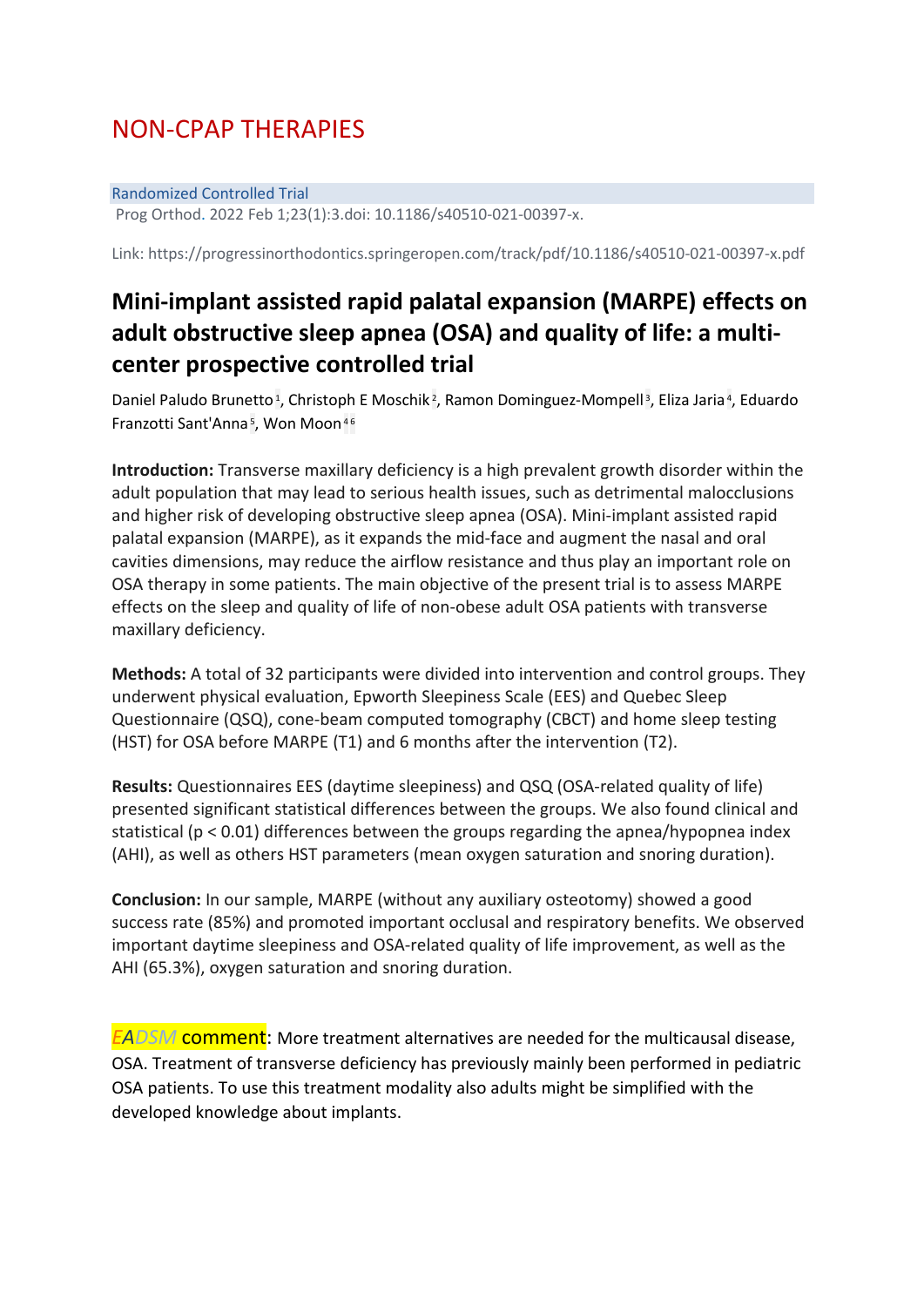# NON-CPAP THERAPIES

Randomized Controlled Trial

Prog Orthod. 2022 Feb 1;23(1):3.doi: 10.1186/s40510-021-00397-x.

Link: https://progressinorthodontics.springeropen.com/track/pdf/10.1186/s40510-021-00397-x.pdf

## Mini-implant assisted rapid palatal expansion (MARPE) effects on adult obstructive sleep apnea (OSA) and quality of life: a multi-center prospective controlled trial

Daniel Paludo Brunetto[1], Christoph E Moschik[2], Ramon Dominguez-Mompell[3], Eliza Jaria[4], Eduardo Franzotti Sant'Anna[5], Won Moon[4,6]

**Introduction:** Transverse maxillary deficiency is a high prevalent growth disorder within the adult population that may lead to serious health issues, such as detrimental malocclusions and higher risk of developing obstructive sleep apnea (OSA). Mini-implant assisted rapid palatal expansion (MARPE), as it expands the mid-face and augment the nasal and oral cavities dimensions, may reduce the airflow resistance and thus play an important role on OSA therapy in some patients. The main objective of the present trial is to assess MARPE effects on the sleep and quality of life of non-obese adult OSA patients with transverse maxillary deficiency.

**Methods:** A total of 32 participants were divided into intervention and control groups. They underwent physical evaluation, Epworth Sleepiness Scale (EES) and Quebec Sleep Questionnaire (QSQ), cone-beam computed tomography (CBCT) and home sleep testing (HST) for OSA before MARPE (T1) and 6 months after the intervention (T2).

**Results:** Questionnaires EES (daytime sleepiness) and QSQ (OSA-related quality of life) presented significant statistical differences between the groups. We also found clinical and statistical ($p < 0.01$) differences between the groups regarding the apnea/hypopnea index (AHI), as well as others HST parameters (mean oxygen saturation and snoring duration).

**Conclusion:** In our sample, MARPE (without any auxiliary osteotomy) showed a good success rate (85%) and promoted important occlusal and respiratory benefits. We observed important daytime sleepiness and OSA-related quality of life improvement, as well as the AHI (65.3%), oxygen saturation and snoring duration.

*EADSM* comment: More treatment alternatives are needed for the multicausal disease, OSA. Treatment of transverse deficiency has previously mainly been performed in pediatric OSA patients. To use this treatment modality also adults might be simplified with the developed knowledge about implants.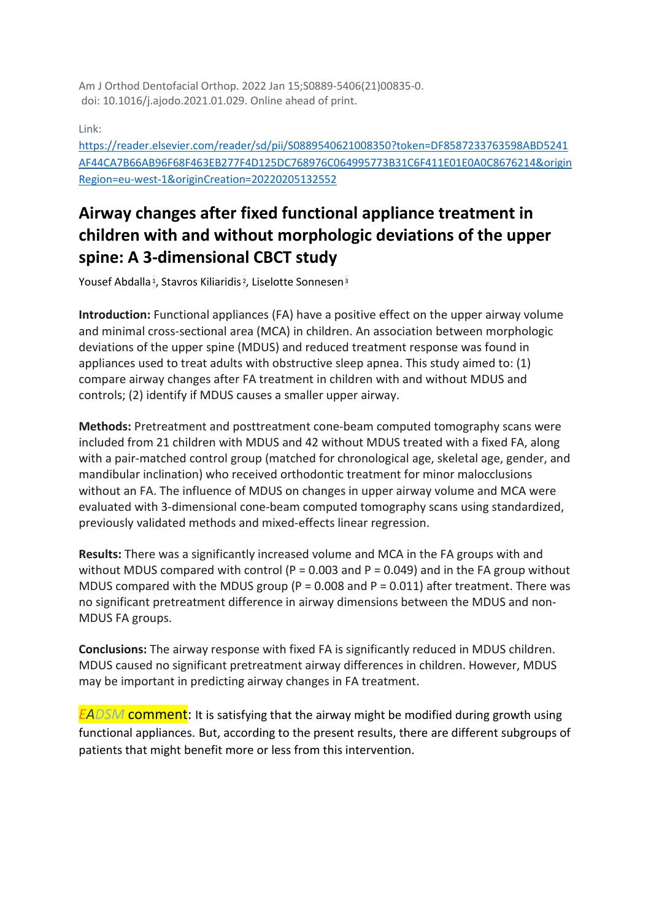Am J Orthod Dentofacial Orthop. 2022 Jan 15;S0889-5406(21)00835-0.
doi: 10.1016/j.ajodo.2021.01.029. Online ahead of print.

Link:
[https://reader.elsevier.com/reader/sd/pii/S0889540621008350?token=DF8587233763598ABD5241AF44CA7B66AB96F68F463EB277F4D125DC768976C064995773B31C6F411E01E0A0C8676214&originRegion=eu-west-1&originCreation=20220205132552](https://reader.elsevier.com/reader/sd/pii/S0889540621008350?token=DF8587233763598ABD5241AF44CA7B66AB96F68F463EB277F4D125DC768976C064995773B31C6F411E01E0A0C8676214&originRegion=eu-west-1&originCreation=20220205132552)

## Airway changes after fixed functional appliance treatment in children with and without morphologic deviations of the upper spine: A 3-dimensional CBCT study

Yousef Abdalla[1], Stavros Kiliaridis[2], Liselotte Sonnesen[3]

**Introduction:** Functional appliances (FA) have a positive effect on the upper airway volume and minimal cross-sectional area (MCA) in children. An association between morphologic deviations of the upper spine (MDUS) and reduced treatment response was found in appliances used to treat adults with obstructive sleep apnea. This study aimed to: (1) compare airway changes after FA treatment in children with and without MDUS and controls; (2) identify if MDUS causes a smaller upper airway.

**Methods:** Pretreatment and posttreatment cone-beam computed tomography scans were included from 21 children with MDUS and 42 without MDUS treated with a fixed FA, along with a pair-matched control group (matched for chronological age, skeletal age, gender, and mandibular inclination) who received orthodontic treatment for minor malocclusions without an FA. The influence of MDUS on changes in upper airway volume and MCA were evaluated with 3-dimensional cone-beam computed tomography scans using standardized, previously validated methods and mixed-effects linear regression.

**Results:** There was a significantly increased volume and MCA in the FA groups with and without MDUS compared with control (P = 0.003 and P = 0.049) and in the FA group without MDUS compared with the MDUS group (P = 0.008 and P = 0.011) after treatment. There was no significant pretreatment difference in airway dimensions between the MDUS and non-MDUS FA groups.

**Conclusions:** The airway response with fixed FA is significantly reduced in MDUS children. MDUS caused no significant pretreatment airway differences in children. However, MDUS may be important in predicting airway changes in FA treatment.

*EADSM* comment: It is satisfying that the airway might be modified during growth using functional appliances. But, according to the present results, there are different subgroups of patients that might benefit more or less from this intervention.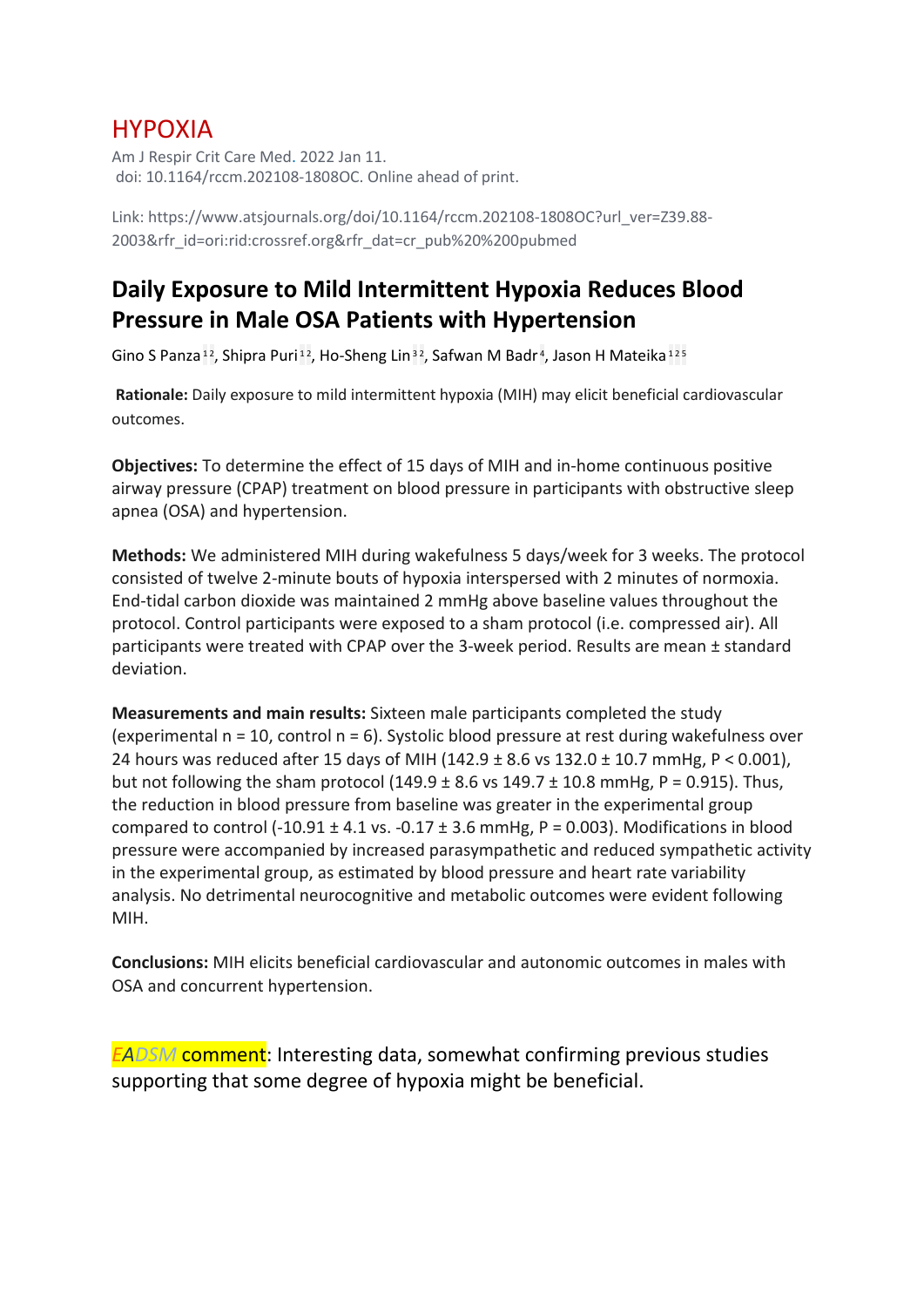# HYPOXIA

Am J Respir Crit Care Med. 2022 Jan 11.
doi: 10.1164/rccm.202108-1808OC. Online ahead of print.

Link: https://www.atsjournals.org/doi/10.1164/rccm.202108-1808OC?url_ver=Z39.88-2003&rfr_id=ori:rid:crossref.org&rfr_dat=cr_pub%20%200pubmed

## Daily Exposure to Mild Intermittent Hypoxia Reduces Blood Pressure in Male OSA Patients with Hypertension

Gino S Panza[1,2], Shipra Puri[1,2], Ho-Sheng Lin[3,2], Safwan M Badr[4], Jason H Mateika[1,2,5]

**Rationale:** Daily exposure to mild intermittent hypoxia (MIH) may elicit beneficial cardiovascular outcomes.

**Objectives:** To determine the effect of 15 days of MIH and in-home continuous positive airway pressure (CPAP) treatment on blood pressure in participants with obstructive sleep apnea (OSA) and hypertension.

**Methods:** We administered MIH during wakefulness 5 days/week for 3 weeks. The protocol consisted of twelve 2-minute bouts of hypoxia interspersed with 2 minutes of normoxia. End-tidal carbon dioxide was maintained 2 mmHg above baseline values throughout the protocol. Control participants were exposed to a sham protocol (i.e. compressed air). All participants were treated with CPAP over the 3-week period. Results are mean ± standard deviation.

**Measurements and main results:** Sixteen male participants completed the study (experimental n = 10, control n = 6). Systolic blood pressure at rest during wakefulness over 24 hours was reduced after 15 days of MIH (142.9 ± 8.6 vs 132.0 ± 10.7 mmHg, $P < 0.001$), but not following the sham protocol (149.9 ± 8.6 vs 149.7 ± 10.8 mmHg, $P = 0.915$). Thus, the reduction in blood pressure from baseline was greater in the experimental group compared to control (-10.91 ± 4.1 vs. -0.17 ± 3.6 mmHg, $P = 0.003$). Modifications in blood pressure were accompanied by increased parasympathetic and reduced sympathetic activity in the experimental group, as estimated by blood pressure and heart rate variability analysis. No detrimental neurocognitive and metabolic outcomes were evident following MIH.

**Conclusions:** MIH elicits beneficial cardiovascular and autonomic outcomes in males with OSA and concurrent hypertension.

*EADSM* comment: Interesting data, somewhat confirming previous studies supporting that some degree of hypoxia might be beneficial.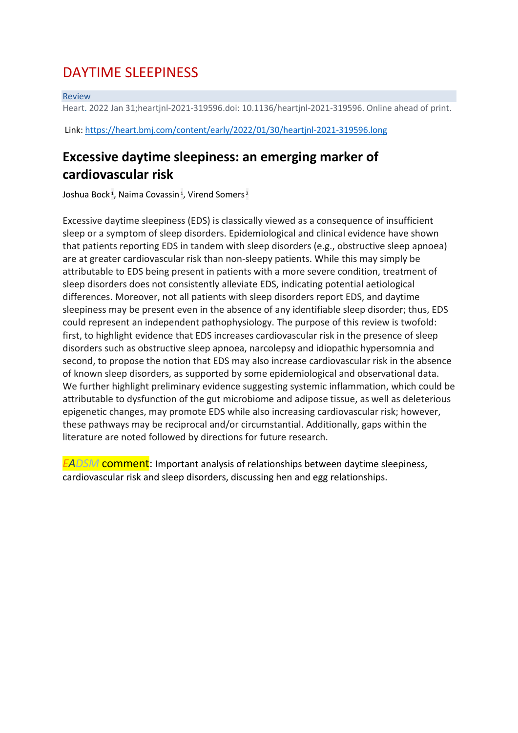# DAYTIME SLEEPINESS

Review

Heart. 2022 Jan 31;heartjnl-2021-319596.doi: 10.1136/heartjnl-2021-319596. Online ahead of print.

Link: https://heart.bmj.com/content/early/2022/01/30/heartjnl-2021-319596.long

## Excessive daytime sleepiness: an emerging marker of cardiovascular risk

Joshua Bock[1], Naima Covassin[1], Virend Somers[2]

Excessive daytime sleepiness (EDS) is classically viewed as a consequence of insufficient sleep or a symptom of sleep disorders. Epidemiological and clinical evidence have shown that patients reporting EDS in tandem with sleep disorders (e.g., obstructive sleep apnoea) are at greater cardiovascular risk than non-sleepy patients. While this may simply be attributable to EDS being present in patients with a more severe condition, treatment of sleep disorders does not consistently alleviate EDS, indicating potential aetiological differences. Moreover, not all patients with sleep disorders report EDS, and daytime sleepiness may be present even in the absence of any identifiable sleep disorder; thus, EDS could represent an independent pathophysiology. The purpose of this review is twofold: first, to highlight evidence that EDS increases cardiovascular risk in the presence of sleep disorders such as obstructive sleep apnoea, narcolepsy and idiopathic hypersomnia and second, to propose the notion that EDS may also increase cardiovascular risk in the absence of known sleep disorders, as supported by some epidemiological and observational data. We further highlight preliminary evidence suggesting systemic inflammation, which could be attributable to dysfunction of the gut microbiome and adipose tissue, as well as deleterious epigenetic changes, may promote EDS while also increasing cardiovascular risk; however, these pathways may be reciprocal and/or circumstantial. Additionally, gaps within the literature are noted followed by directions for future research.

*EADSM* comment: Important analysis of relationships between daytime sleepiness, cardiovascular risk and sleep disorders, discussing hen and egg relationships.